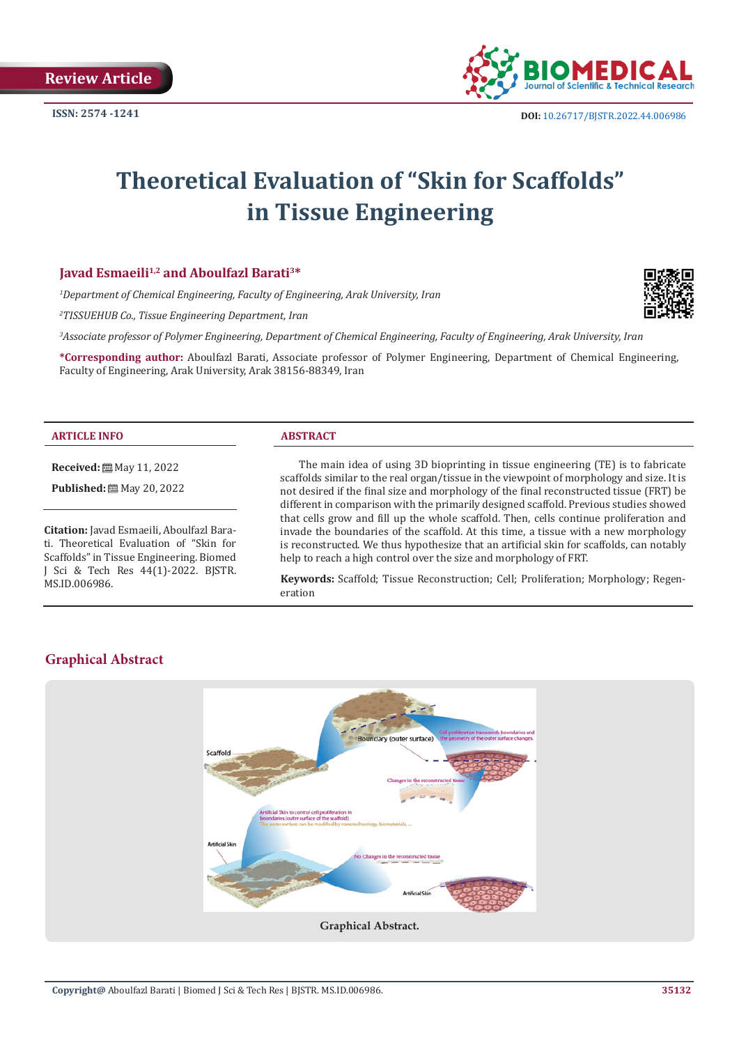Review Article

ISSN: 2574 -1241

DOI: 10.26717/BJSTR.2022.44.006986

# Theoretical Evaluation of "Skin for Scaffolds" in Tissue Engineering

**Javad Esmaeili[1,2] and Aboulfazl Barati[3]***

*[1]Department of Chemical Engineering, Faculty of Engineering, Arak University, Iran*

*[2]TISSUEHUB Co., Tissue Engineering Department, Iran*

*[3]Associate professor of Polymer Engineering, Department of Chemical Engineering, Faculty of Engineering, Arak University, Iran*

***Corresponding author:** Aboulfazl Barati, Associate professor of Polymer Engineering, Department of Chemical Engineering, Faculty of Engineering, Arak University, Arak 38156-88349, Iran

## ARTICLE INFO

**Received:** May 11, 2022

**Published:** May 20, 2022

**Citation:** Javad Esmaeili, Aboulfazl Barati. Theoretical Evaluation of "Skin for Scaffolds" in Tissue Engineering. Biomed J Sci & Tech Res 44(1)-2022. BJSTR. MS.ID.006986.

## ABSTRACT

The main idea of using 3D bioprinting in tissue engineering (TE) is to fabricate scaffolds similar to the real organ/tissue in the viewpoint of morphology and size. It is not desired if the final size and morphology of the final reconstructed tissue (FRT) be different in comparison with the primarily designed scaffold. Previous studies showed that cells grow and fill up the whole scaffold. Then, cells continue proliferation and invade the boundaries of the scaffold. At this time, a tissue with a new morphology is reconstructed. We thus hypothesize that an artificial skin for scaffolds, can notably help to reach a high control over the size and morphology of FRT.

**Keywords:** Scaffold; Tissue Reconstruction; Cell; Proliferation; Morphology; Regeneration

## Graphical Abstract

Graphical Abstract.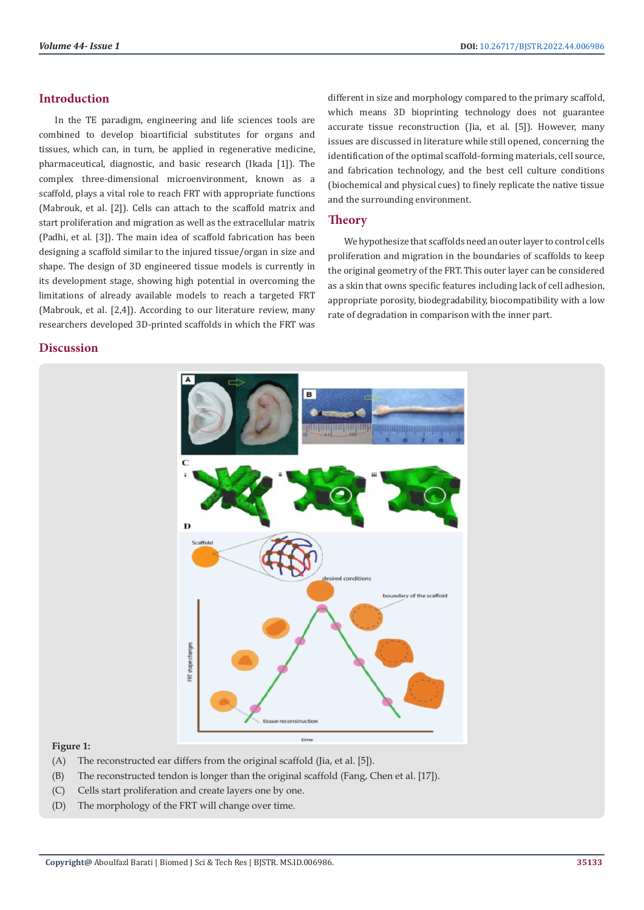## Introduction

In the TE paradigm, engineering and life sciences tools are combined to develop bioartificial substitutes for organs and tissues, which can, in turn, be applied in regenerative medicine, pharmaceutical, diagnostic, and basic research (Ikada [1]). The complex three-dimensional microenvironment, known as a scaffold, plays a vital role to reach FRT with appropriate functions (Mabrouk, et al. [2]). Cells can attach to the scaffold matrix and start proliferation and migration as well as the extracellular matrix (Padhi, et al. [3]). The main idea of scaffold fabrication has been designing a scaffold similar to the injured tissue/organ in size and shape. The design of 3D engineered tissue models is currently in its development stage, showing high potential in overcoming the limitations of already available models to reach a targeted FRT (Mabrouk, et al. [2,4]). According to our literature review, many researchers developed 3D-printed scaffolds in which the FRT was different in size and morphology compared to the primary scaffold, which means 3D bioprinting technology does not guarantee accurate tissue reconstruction (Jia, et al. [5]). However, many issues are discussed in literature while still opened, concerning the identification of the optimal scaffold-forming materials, cell source, and fabrication technology, and the best cell culture conditions (biochemical and physical cues) to finely replicate the native tissue and the surrounding environment.

## Theory

We hypothesize that scaffolds need an outer layer to control cells proliferation and migration in the boundaries of scaffolds to keep the original geometry of the FRT. This outer layer can be considered as a skin that owns specific features including lack of cell adhesion, appropriate porosity, biodegradability, biocompatibility with a low rate of degradation in comparison with the inner part.

## Discussion

**Figure 1:**

(A) The reconstructed ear differs from the original scaffold (Jia, et al. [5]).

(B) The reconstructed tendon is longer than the original scaffold (Fang, Chen et al. [17]).

(C) Cells start proliferation and create layers one by one.

(D) The morphology of the FRT will change over time.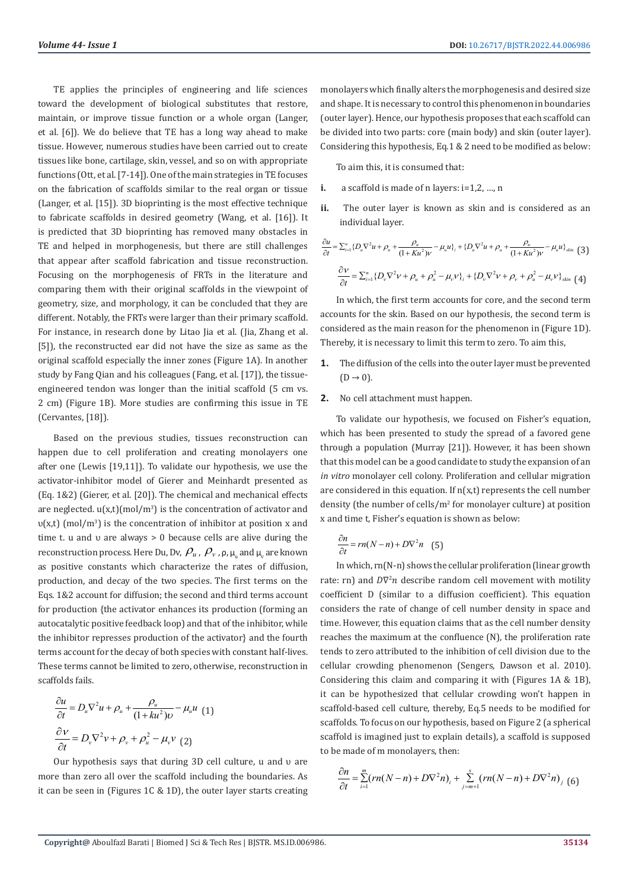TE applies the principles of engineering and life sciences toward the development of biological substitutes that restore, maintain, or improve tissue function or a whole organ (Langer, et al. [6]). We do believe that TE has a long way ahead to make tissue. However, numerous studies have been carried out to create tissues like bone, cartilage, skin, vessel, and so on with appropriate functions (Ott, et al. [7-14]). One of the main strategies in TE focuses on the fabrication of scaffolds similar to the real organ or tissue (Langer, et al. [15]). 3D bioprinting is the most effective technique to fabricate scaffolds in desired geometry (Wang, et al. [16]). It is predicted that 3D bioprinting has removed many obstacles in TE and helped in morphogenesis, but there are still challenges that appear after scaffold fabrication and tissue reconstruction. Focusing on the morphogenesis of FRTs in the literature and comparing them with their original scaffolds in the viewpoint of geometry, size, and morphology, it can be concluded that they are different. Notably, the FRTs were larger than their primary scaffold. For instance, in research done by Litao Jia et al. (Jia, Zhang et al. [5]), the reconstructed ear did not have the size as same as the original scaffold especially the inner zones (Figure 1A). In another study by Fang Qian and his colleagues (Fang, et al. [17]), the tissue-engineered tendon was longer than the initial scaffold (5 cm vs. 2 cm) (Figure 1B). More studies are confirming this issue in TE (Cervantes, [18]).

Based on the previous studies, tissues reconstruction can happen due to cell proliferation and creating monolayers one after one (Lewis [19,11]). To validate our hypothesis, we use the activator-inhibitor model of Gierer and Meinhardt presented as (Eq. 1&2) (Gierer, et al. [20]). The chemical and mechanical effects are neglected. $u(x,t)$ (mol/m$^3$) is the concentration of activator and $\upsilon(x,t)$ (mol/m$^3$) is the concentration of inhibitor at position x and time t. u and $\upsilon$ are always > 0 because cells are alive during the reconstruction process. Here Du, Dv, $\rho_u$, $\rho_v$, ρ, $\mu_u$ and $\mu_v$ are known as positive constants which characterize the rates of diffusion, production, and decay of the two species. The first terms on the Eqs. 1&2 account for diffusion; the second and third terms account for production {the activator enhances its production (forming an autocatalytic positive feedback loop) and that of the inhibitor, while the inhibitor represses production of the activator} and the fourth terms account for the decay of both species with constant half-lives. These terms cannot be limited to zero, otherwise, reconstruction in scaffolds fails.

$$\frac{\partial u}{\partial t} = D_u \nabla^2 u + \rho_u + \frac{\rho_u}{(1+ku^2)\upsilon} - \mu_u u \quad (1)$$

$$\frac{\partial v}{\partial t} = D_v \nabla^2 v + \rho_v + \rho_u^2 - \mu_v v \quad (2)$$

Our hypothesis says that during 3D cell culture, u and $\upsilon$ are more than zero all over the scaffold including the boundaries. As it can be seen in (Figures 1C & 1D), the outer layer starts creating monolayers which finally alters the morphogenesis and desired size and shape. It is necessary to control this phenomenon in boundaries (outer layer). Hence, our hypothesis proposes that each scaffold can be divided into two parts: core (main body) and skin (outer layer). Considering this hypothesis, Eq.1 & 2 need to be modified as below:

To aim this, it is consumed that:

i. a scaffold is made of n layers: i=1,2, ..., n

ii. The outer layer is known as skin and is considered as an individual layer.

$$\frac{\partial u}{\partial t} = \sum_{i=1}^{n} \{D_u \nabla^2 u + \rho_u + \frac{\rho_u}{(1+Ku^2)\nu} - \mu_u u\}_i + \{D_u \nabla^2 u + \rho_u + \frac{\rho_u}{(1+Ku^2)\nu} - \mu_u u\}_{skin} \quad (3)$$

$$\frac{\partial \nu}{\partial t} = \sum_{i=1}^{n} \{D_\nu \nabla^2 \nu + \rho_u + \rho_u^2 - \mu_\nu \nu\}_i + \{D_\nu \nabla^2 \nu + \rho_\nu + \rho_u^2 - \mu_\nu \nu\}_{skin} \quad (4)$$

In which, the first term accounts for core, and the second term accounts for the skin. Based on our hypothesis, the second term is considered as the main reason for the phenomenon in (Figure 1D). Thereby, it is necessary to limit this term to zero. To aim this,

1. The diffusion of the cells into the outer layer must be prevented ($D \rightarrow 0$).
2. No cell attachment must happen.

To validate our hypothesis, we focused on Fisher's equation, which has been presented to study the spread of a favored gene through a population (Murray [21]). However, it has been shown that this model can be a good candidate to study the expansion of an *in vitro* monolayer cell colony. Proliferation and cellular migration are considered in this equation. If $n(x,t)$ represents the cell number density (the number of cells/m$^2$ for monolayer culture) at position x and time t, Fisher's equation is shown as below:

$$\frac{\partial n}{\partial t} = rn(N-n) + D\nabla^2 n \quad (5)$$

In which, rn(N-n) shows the cellular proliferation (linear growth rate: rn) and $D\nabla^2 n$ describe random cell movement with motility coefficient D (similar to a diffusion coefficient). This equation considers the rate of change of cell number density in space and time. However, this equation claims that as the cell number density reaches the maximum at the confluence (N), the proliferation rate tends to zero attributed to the inhibition of cell division due to the cellular crowding phenomenon (Sengers, Dawson et al. 2010). Considering this claim and comparing it with (Figures 1A & 1B), it can be hypothesized that cellular crowding won't happen in scaffold-based cell culture, thereby, Eq.5 needs to be modified for scaffolds. To focus on our hypothesis, based on Figure 2 (a spherical scaffold is imagined just to explain details), a scaffold is supposed to be made of m monolayers, then:

$$\frac{\partial n}{\partial t} = \sum_{i=1}^{m} (rn(N-n) + D\nabla^2 n)_i + \sum_{j=m+1}^{s} (rn(N-n) + D\nabla^2 n)_j \quad (6)$$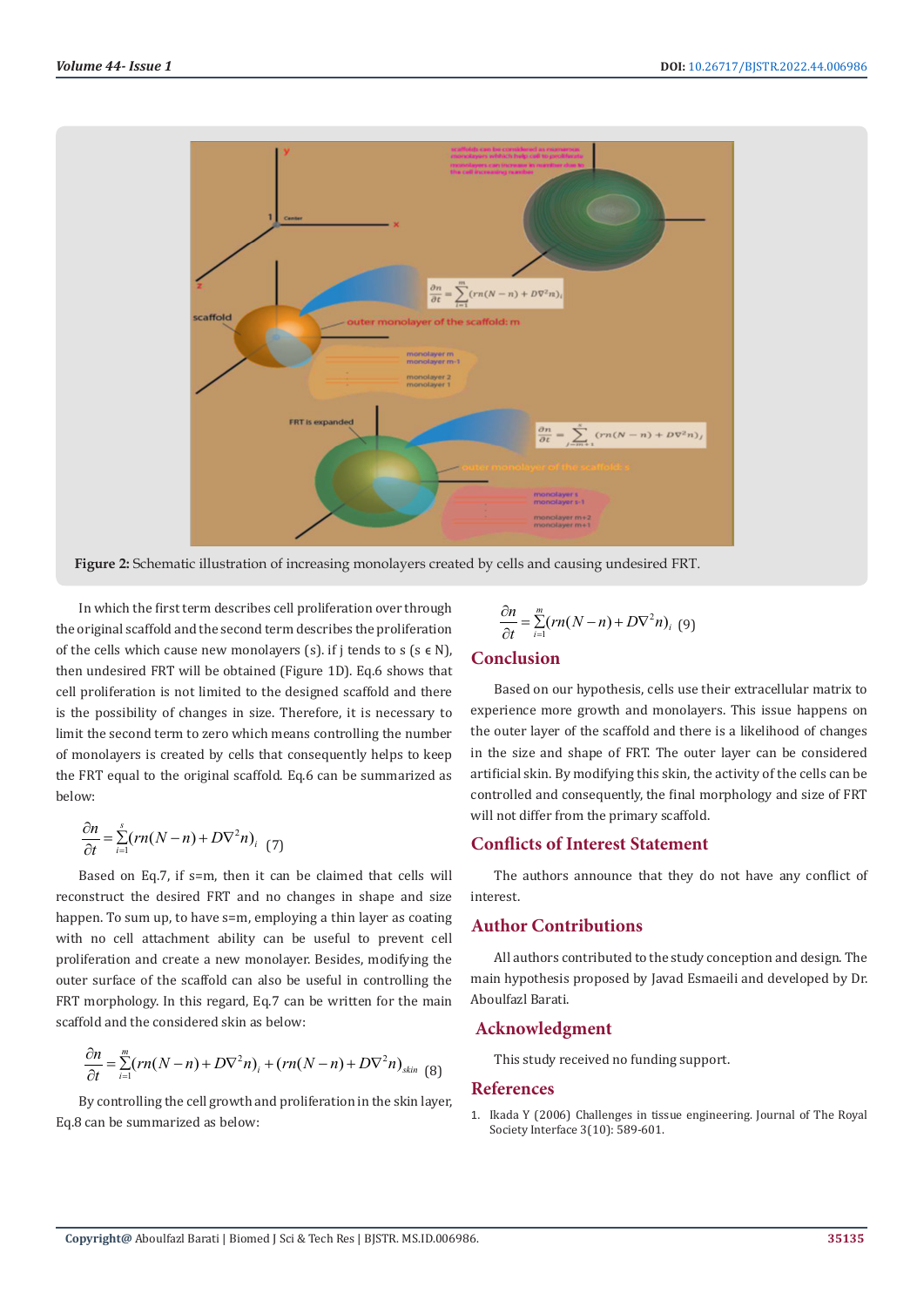Figure 2: Schematic illustration of increasing monolayers created by cells and causing undesired FRT.

In which the first term describes cell proliferation over through the original scaffold and the second term describes the proliferation of the cells which cause new monolayers (s). if j tends to s (s ϵ N), then undesired FRT will be obtained (Figure 1D). Eq.6 shows that cell proliferation is not limited to the designed scaffold and there is the possibility of changes in size. Therefore, it is necessary to limit the second term to zero which means controlling the number of monolayers is created by cells that consequently helps to keep the FRT equal to the original scaffold. Eq.6 can be summarized as below:

$$\frac{\partial n}{\partial t} = \sum_{i=1}^{s} (rn(N-n) + D\nabla^2 n)_i \quad (7)$$

Based on Eq.7, if s=m, then it can be claimed that cells will reconstruct the desired FRT and no changes in shape and size happen. To sum up, to have s=m, employing a thin layer as coating with no cell attachment ability can be useful to prevent cell proliferation and create a new monolayer. Besides, modifying the outer surface of the scaffold can also be useful in controlling the FRT morphology. In this regard, Eq.7 can be written for the main scaffold and the considered skin as below:

$$\frac{\partial n}{\partial t} = \sum_{i=1}^{m} (rn(N-n) + D\nabla^2 n)_i + (rn(N-n) + D\nabla^2 n)_{skin} \quad (8)$$

By controlling the cell growth and proliferation in the skin layer, Eq.8 can be summarized as below:

$$\frac{\partial n}{\partial t} = \sum_{i=1}^{m} (rn(N-n) + D\nabla^2 n)_i \quad (9)$$

## Conclusion

Based on our hypothesis, cells use their extracellular matrix to experience more growth and monolayers. This issue happens on the outer layer of the scaffold and there is a likelihood of changes in the size and shape of FRT. The outer layer can be considered artificial skin. By modifying this skin, the activity of the cells can be controlled and consequently, the final morphology and size of FRT will not differ from the primary scaffold.

## Conflicts of Interest Statement

The authors announce that they do not have any conflict of interest.

## Author Contributions

All authors contributed to the study conception and design. The main hypothesis proposed by Javad Esmaeili and developed by Dr. Aboulfazl Barati.

## Acknowledgment

This study received no funding support.

## References

1. Ikada Y (2006) Challenges in tissue engineering. Journal of The Royal Society Interface 3(10): 589-601.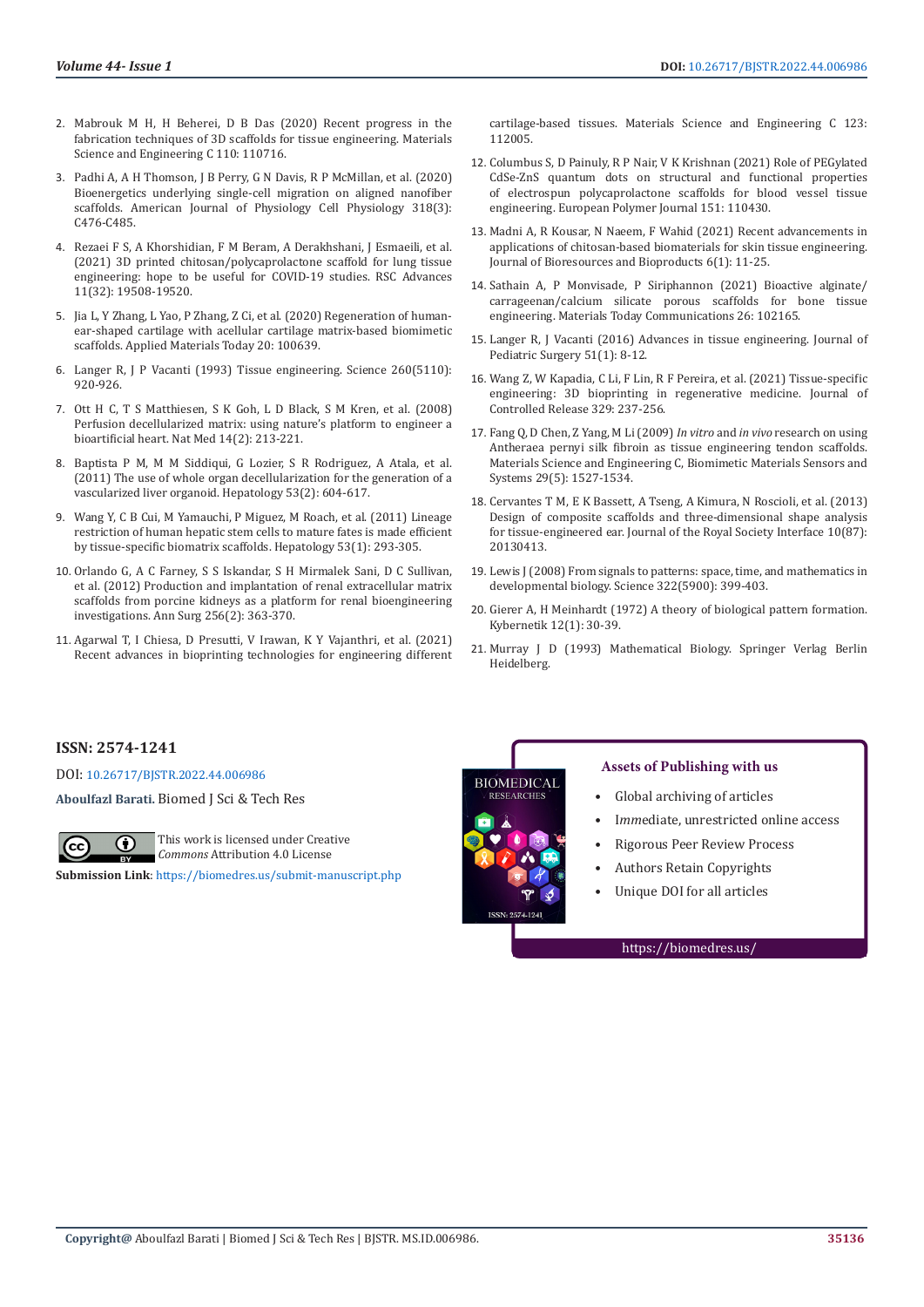2. Mabrouk M H, H Beherei, D B Das (2020) Recent progress in the fabrication techniques of 3D scaffolds for tissue engineering. Materials Science and Engineering C 110: 110716.
3. Padhi A, A H Thomson, J B Perry, G N Davis, R P McMillan, et al. (2020) Bioenergetics underlying single-cell migration on aligned nanofiber scaffolds. American Journal of Physiology Cell Physiology 318(3): C476-C485.
4. Rezaei F S, A Khorshidian, F M Beram, A Derakhshani, J Esmaeili, et al. (2021) 3D printed chitosan/polycaprolactone scaffold for lung tissue engineering: hope to be useful for COVID-19 studies. RSC Advances 11(32): 19508-19520.
5. Jia L, Y Zhang, L Yao, P Zhang, Z Ci, et al. (2020) Regeneration of human-ear-shaped cartilage with acellular cartilage matrix-based biomimetic scaffolds. Applied Materials Today 20: 100639.
6. Langer R, J P Vacanti (1993) Tissue engineering. Science 260(5110): 920-926.
7. Ott H C, T S Matthiesen, S K Goh, L D Black, S M Kren, et al. (2008) Perfusion decellularized matrix: using nature's platform to engineer a bioartificial heart. Nat Med 14(2): 213-221.
8. Baptista P M, M M Siddiqui, G Lozier, S R Rodriguez, A Atala, et al. (2011) The use of whole organ decellularization for the generation of a vascularized liver organoid. Hepatology 53(2): 604-617.
9. Wang Y, C B Cui, M Yamauchi, P Miguez, M Roach, et al. (2011) Lineage restriction of human hepatic stem cells to mature fates is made efficient by tissue-specific biomatrix scaffolds. Hepatology 53(1): 293-305.
10. Orlando G, A C Farney, S S Iskandar, S H Mirmalek Sani, D C Sullivan, et al. (2012) Production and implantation of renal extracellular matrix scaffolds from porcine kidneys as a platform for renal bioengineering investigations. Ann Surg 256(2): 363-370.
11. Agarwal T, I Chiesa, D Presutti, V Irawan, K Y Vajanthri, et al. (2021) Recent advances in bioprinting technologies for engineering different cartilage-based tissues. Materials Science and Engineering C 123: 112005.
12. Columbus S, D Painuly, R P Nair, V K Krishnan (2021) Role of PEGylated CdSe-ZnS quantum dots on structural and functional properties of electrospun polycaprolactone scaffolds for blood vessel tissue engineering. European Polymer Journal 151: 110430.
13. Madni A, R Kousar, N Naeem, F Wahid (2021) Recent advancements in applications of chitosan-based biomaterials for skin tissue engineering. Journal of Bioresources and Bioproducts 6(1): 11-25.
14. Sathain A, P Monvisade, P Siriphannon (2021) Bioactive alginate/carrageenan/calcium silicate porous scaffolds for bone tissue engineering. Materials Today Communications 26: 102165.
15. Langer R, J Vacanti (2016) Advances in tissue engineering. Journal of Pediatric Surgery 51(1): 8-12.
16. Wang Z, W Kapadia, C Li, F Lin, R F Pereira, et al. (2021) Tissue-specific engineering: 3D bioprinting in regenerative medicine. Journal of Controlled Release 329: 237-256.
17. Fang Q, D Chen, Z Yang, M Li (2009) *In vitro* and *in vivo* research on using Antheraea pernyi silk fibroin as tissue engineering tendon scaffolds. Materials Science and Engineering C, Biomimetic Materials Sensors and Systems 29(5): 1527-1534.
18. Cervantes T M, E K Bassett, A Tseng, A Kimura, N Roscioli, et al. (2013) Design of composite scaffolds and three-dimensional shape analysis for tissue-engineered ear. Journal of the Royal Society Interface 10(87): 20130413.
19. Lewis J (2008) From signals to patterns: space, time, and mathematics in developmental biology. Science 322(5900): 399-403.
20. Gierer A, H Meinhardt (1972) A theory of biological pattern formation. Kybernetik 12(1): 30-39.
21. Murray J D (1993) Mathematical Biology. Springer Verlag Berlin Heidelberg.

**ISSN: 2574-1241**

DOI: 10.26717/BJSTR.2022.44.006986

**Aboulfazl Barati.** Biomed J Sci & Tech Res

This work is licensed under Creative *Commons* Attribution 4.0 License

**Submission Link**: https://biomedres.us/submit-manuscript.php

**Assets of Publishing with us**

- Global archiving of articles
- Immediate, unrestricted online access
- Rigorous Peer Review Process
- Authors Retain Copyrights
- Unique DOI for all articles

https://biomedres.us/